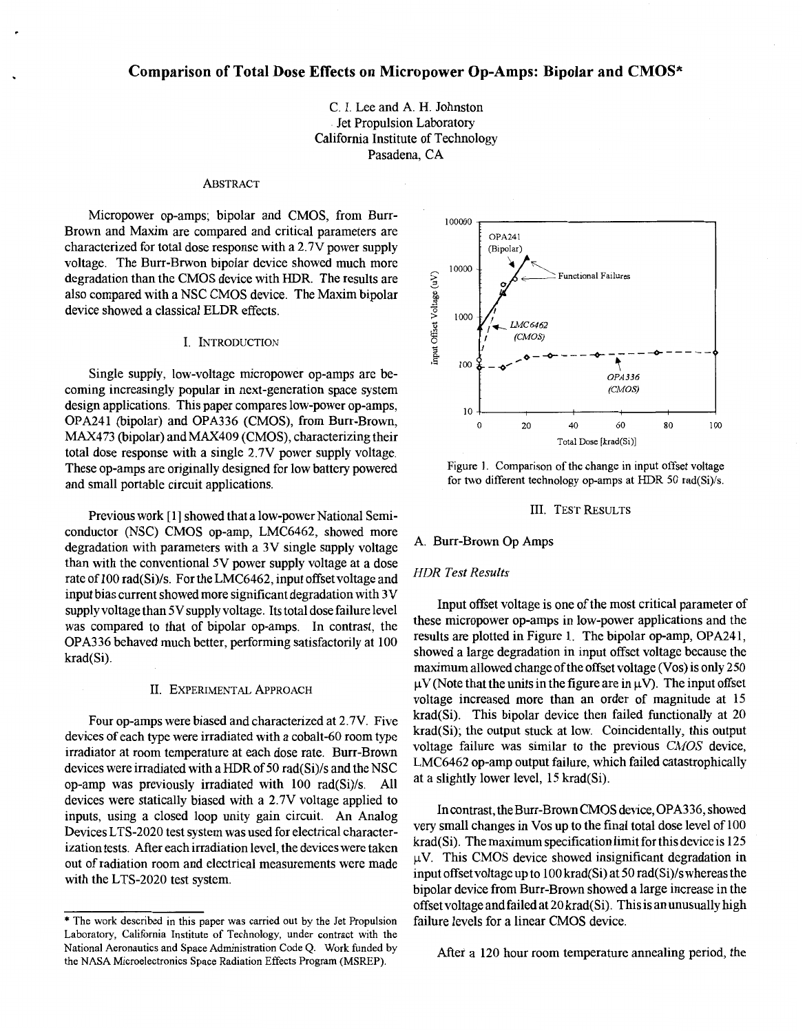# Comparison of Total Dose Effects on Micropower Op-Amps: Bipolar and CMOS*

C. I. Lee and A. H. Johnston
Jet Propulsion Laboratory
California Institute of Technology
Pasadena, CA

## ABSTRACT

Micropower op-amps; bipolar and CMOS, from Burr-Brown and Maxim are compared and critical parameters are characterized for total dose response with a 2.7V power supply voltage. The Burr-Brwon bipolar device showed much more degradation than the CMOS device with HDR. The results are also compared with a NSC CMOS device. The Maxim bipolar device showed a classical ELDR effects.

## I. INTRODUCTION

Single supply, low-voltage micropower op-amps are becoming increasingly popular in next-generation space system design applications. This paper compares low-power op-amps, OPA241 (bipolar) and OPA336 (CMOS), from Burr-Brown, MAX473 (bipolar) and MAX409 (CMOS), characterizing their total dose response with a single 2.7V power supply voltage. These op-amps are originally designed for low battery powered and small portable circuit applications.

Previous work [1] showed that a low-power National Semiconductor (NSC) CMOS op-amp, LMC6462, showed more degradation with parameters with a 3V single supply voltage than with the conventional 5V power supply voltage at a dose rate of 100 rad(Si)/s. For the LMC6462, input offset voltage and input bias current showed more significant degradation with 3V supply voltage than 5V supply voltage. Its total dose failure level was compared to that of bipolar op-amps. In contrast, the OPA336 behaved much better, performing satisfactorily at 100 krad(Si).

## II. EXPERIMENTAL APPROACH

Four op-amps were biased and characterized at 2.7V. Five devices of each type were irradiated with a cobalt-60 room type irradiator at room temperature at each dose rate. Burr-Brown devices were irradiated with a HDR of 50 rad(Si)/s and the NSC op-amp was previously irradiated with 100 rad(Si)/s. All devices were statically biased with a 2.7V voltage applied to inputs, using a closed loop unity gain circuit. An Analog Devices LTS-2020 test system was used for electrical characterization tests. After each irradiation level, the devices were taken out of radiation room and electrical measurements were made with the LTS-2020 test system.

Figure 1. Comparison of the change in input offset voltage for two different technology op-amps at HDR 50 rad(Si)/s.

## III. TEST RESULTS

### A. Burr-Brown Op Amps

*HDR Test Results*

Input offset voltage is one of the most critical parameter of these micropower op-amps in low-power applications and the results are plotted in Figure 1. The bipolar op-amp, OPA241, showed a large degradation in input offset voltage because the maximum allowed change of the offset voltage (Vos) is only 250 μV (Note that the units in the figure are in μV). The input offset voltage increased more than an order of magnitude at 15 krad(Si). This bipolar device then failed functionally at 20 krad(Si); the output stuck at low. Coincidentally, this output voltage failure was similar to the previous *CMOS* device, LMC6462 op-amp output failure, which failed catastrophically at a slightly lower level, 15 krad(Si).

In contrast, the Burr-Brown CMOS device, OPA336, showed very small changes in Vos up to the final total dose level of 100 krad(Si). The maximum specification limit for this device is 125 μV. This CMOS device showed insignificant degradation in input offset voltage up to 100 krad(Si) at 50 rad(Si)/s whereas the bipolar device from Burr-Brown showed a large increase in the offset voltage and failed at 20 krad(Si). This is an unusually high failure levels for a linear CMOS device.

After a 120 hour room temperature annealing period, the

* The work described in this paper was carried out by the Jet Propulsion Laboratory, California Institute of Technology, under contract with the National Aeronautics and Space Administration Code Q. Work funded by the NASA Microelectronics Space Radiation Effects Program (MSREP).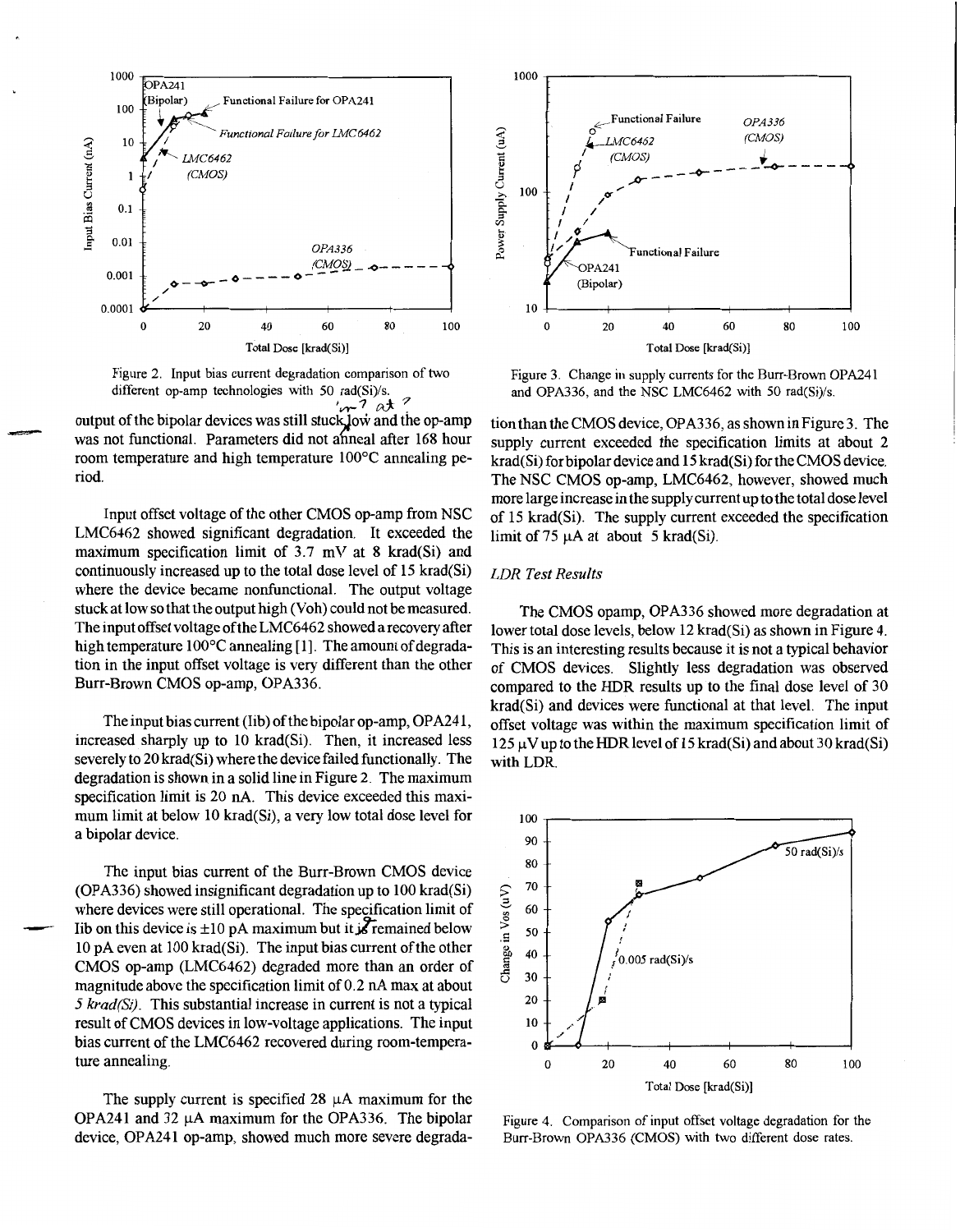Figure 2. Input bias current degradation comparison of two different op-amp technologies with 50 rad(Si)/s.

output of the bipolar devices was still stuck low and the op-amp was not functional. Parameters did not anneal after 168 hour room temperature and high temperature 100°C annealing period.

Input offset voltage of the other CMOS op-amp from NSC LMC6462 showed significant degradation. It exceeded the maximum specification limit of 3.7 mV at 8 krad(Si) and continuously increased up to the total dose level of 15 krad(Si) where the device became nonfunctional. The output voltage stuck at low so that the output high (Voh) could not be measured. The input offset voltage of the LMC6462 showed a recovery after high temperature 100°C annealing [1]. The amount of degradation in the input offset voltage is very different than the other Burr-Brown CMOS op-amp, OPA336.

The input bias current (Iib) of the bipolar op-amp, OPA241, increased sharply up to 10 krad(Si). Then, it increased less severely to 20 krad(Si) where the device failed functionally. The degradation is shown in a solid line in Figure 2. The maximum specification limit is 20 nA. This device exceeded this maximum limit at below 10 krad(Si), a very low total dose level for a bipolar device.

The input bias current of the Burr-Brown CMOS device (OPA336) showed insignificant degradation up to 100 krad(Si) where devices were still operational. The specification limit of Iib on this device is ±10 pA maximum but it remained below 10 pA even at 100 krad(Si). The input bias current of the other CMOS op-amp (LMC6462) degraded more than an order of magnitude above the specification limit of 0.2 nA max at about *5 krad(Si)*. This substantial increase in current is not a typical result of CMOS devices in low-voltage applications. The input bias current of the LMC6462 recovered during room-temperature annealing.

The supply current is specified 28 μA maximum for the OPA241 and 32 μA maximum for the OPA336. The bipolar device, OPA241 op-amp, showed much more severe degradation than the CMOS device, OPA336, as shown in Figure 3. The supply current exceeded the specification limits at about 2 krad(Si) for bipolar device and 15 krad(Si) for the CMOS device. The NSC CMOS op-amp, LMC6462, however, showed much more large increase in the supply current up to the total dose level of 15 krad(Si). The supply current exceeded the specification limit of 75 μA at about 5 krad(Si).

Figure 3. Change in supply currents for the Burr-Brown OPA241 and OPA336, and the NSC LMC6462 with 50 rad(Si)/s.

### *LDR Test Results*

The CMOS opamp, OPA336 showed more degradation at lower total dose levels, below 12 krad(Si) as shown in Figure 4. This is an interesting results because it is not a typical behavior of CMOS devices. Slightly less degradation was observed compared to the HDR results up to the final dose level of 30 krad(Si) and devices were functional at that level. The input offset voltage was within the maximum specification limit of 125 μV up to the HDR level of 15 krad(Si) and about 30 krad(Si) with LDR.

Figure 4. Comparison of input offset voltage degradation for the Burr-Brown OPA336 (CMOS) with two different dose rates.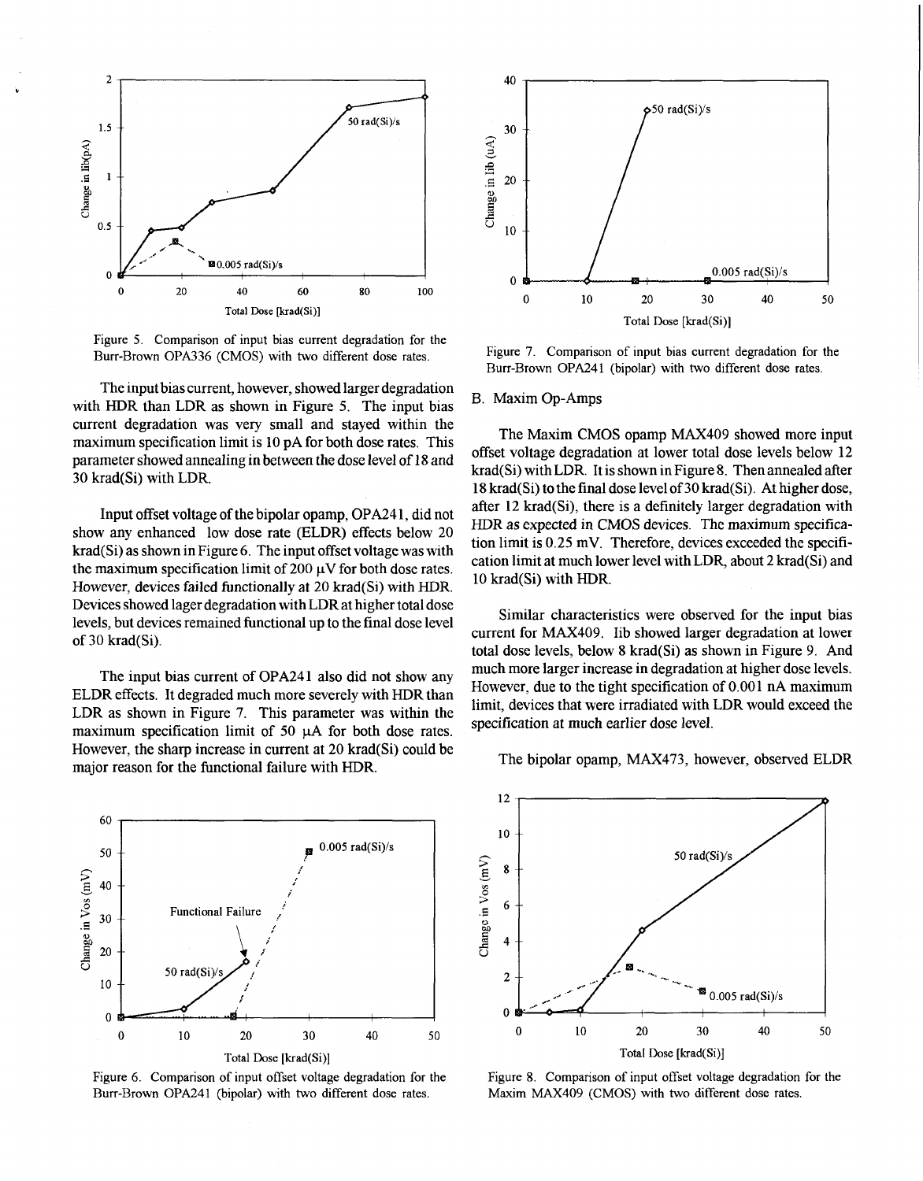Figure 5. Comparison of input bias current degradation for the Burr-Brown OPA336 (CMOS) with two different dose rates.

The input bias current, however, showed larger degradation with HDR than LDR as shown in Figure 5. The input bias current degradation was very small and stayed within the maximum specification limit is 10 pA for both dose rates. This parameter showed annealing in between the dose level of 18 and 30 krad(Si) with LDR.

Input offset voltage of the bipolar opamp, OPA241, did not show any enhanced low dose rate (ELDR) effects below 20 krad(Si) as shown in Figure 6. The input offset voltage was with the maximum specification limit of 200 μV for both dose rates. However, devices failed functionally at 20 krad(Si) with HDR. Devices showed lager degradation with LDR at higher total dose levels, but devices remained functional up to the final dose level of 30 krad(Si).

The input bias current of OPA241 also did not show any ELDR effects. It degraded much more severely with HDR than LDR as shown in Figure 7. This parameter was within the maximum specification limit of 50 μA for both dose rates. However, the sharp increase in current at 20 krad(Si) could be major reason for the functional failure with HDR.

Figure 6. Comparison of input offset voltage degradation for the Burr-Brown OPA241 (bipolar) with two different dose rates.

Figure 7. Comparison of input bias current degradation for the Burr-Brown OPA241 (bipolar) with two different dose rates.

## B. Maxim Op-Amps

The Maxim CMOS opamp MAX409 showed more input offset voltage degradation at lower total dose levels below 12 krad(Si) with LDR. It is shown in Figure 8. Then annealed after 18 krad(Si) to the final dose level of 30 krad(Si). At higher dose, after 12 krad(Si), there is a definitely larger degradation with HDR as expected in CMOS devices. The maximum specification limit is 0.25 mV. Therefore, devices exceeded the specification limit at much lower level with LDR, about 2 krad(Si) and 10 krad(Si) with HDR.

Similar characteristics were observed for the input bias current for MAX409. Iib showed larger degradation at lower total dose levels, below 8 krad(Si) as shown in Figure 9. And much more larger increase in degradation at higher dose levels. However, due to the tight specification of 0.001 nA maximum limit, devices that were irradiated with LDR would exceed the specification at much earlier dose level.

The bipolar opamp, MAX473, however, observed ELDR

Figure 8. Comparison of input offset voltage degradation for the Maxim MAX409 (CMOS) with two different dose rates.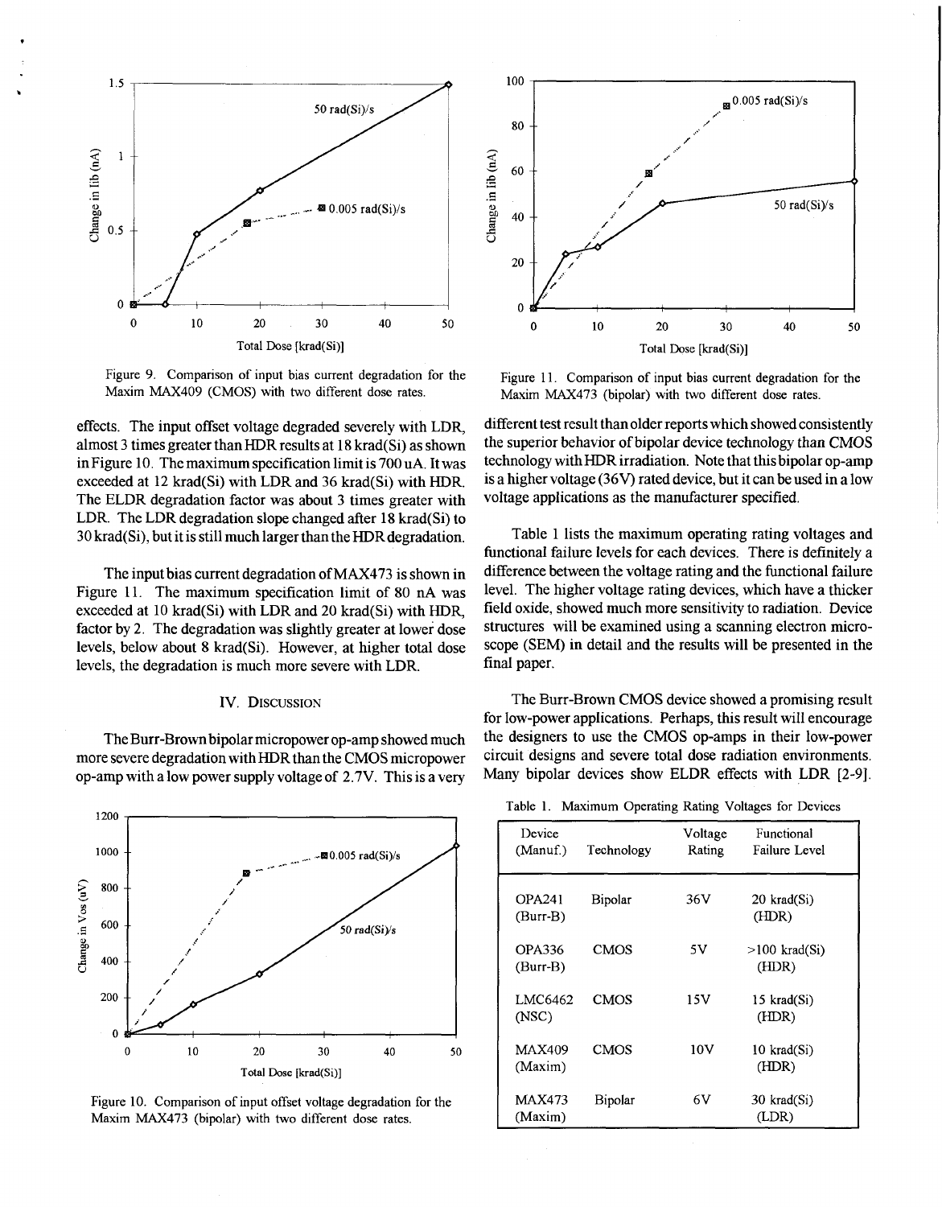Figure 9. Comparison of input bias current degradation for the Maxim MAX409 (CMOS) with two different dose rates.

Figure 11. Comparison of input bias current degradation for the Maxim MAX473 (bipolar) with two different dose rates.

effects. The input offset voltage degraded severely with LDR, almost 3 times greater than HDR results at 18 krad(Si) as shown in Figure 10. The maximum specification limit is 700 uA. It was exceeded at 12 krad(Si) with LDR and 36 krad(Si) with HDR. The ELDR degradation factor was about 3 times greater with LDR. The LDR degradation slope changed after 18 krad(Si) to 30 krad(Si), but it is still much larger than the HDR degradation.

The input bias current degradation of MAX473 is shown in Figure 11. The maximum specification limit of 80 nA was exceeded at 10 krad(Si) with LDR and 20 krad(Si) with HDR, factor by 2. The degradation was slightly greater at lower dose levels, below about 8 krad(Si). However, at higher total dose levels, the degradation is much more severe with LDR.

## IV. Discussion

The Burr-Brown bipolar micropower op-amp showed much more severe degradation with HDR than the CMOS micropower op-amp with a low power supply voltage of 2.7V. This is a very different test result than older reports which showed consistently the superior behavior of bipolar device technology than CMOS technology with HDR irradiation. Note that this bipolar op-amp is a higher voltage (36V) rated device, but it can be used in a low voltage applications as the manufacturer specified.

Table 1 lists the maximum operating rating voltages and functional failure levels for each devices. There is definitely a difference between the voltage rating and the functional failure level. The higher voltage rating devices, which have a thicker field oxide, showed much more sensitivity to radiation. Device structures will be examined using a scanning electron microscope (SEM) in detail and the results will be presented in the final paper.

The Burr-Brown CMOS device showed a promising result for low-power applications. Perhaps, this result will encourage the designers to use the CMOS op-amps in their low-power circuit designs and severe total dose radiation environments. Many bipolar devices show ELDR effects with LDR [2-9].

Figure 10. Comparison of input offset voltage degradation for the Maxim MAX473 (bipolar) with two different dose rates.

Table 1. Maximum Operating Rating Voltages for Devices

| Device (Manuf.) | Technology | Voltage Rating | Functional Failure Level |
|---|---|---|---|
| OPA241 (Burr-B) | Bipolar | 36V | 20 krad(Si) (HDR) |
| OPA336 (Burr-B) | CMOS | 5V | >100 krad(Si) (HDR) |
| LMC6462 (NSC) | CMOS | 15V | 15 krad(Si) (HDR) |
| MAX409 (Maxim) | CMOS | 10V | 10 krad(Si) (HDR) |
| MAX473 (Maxim) | Bipolar | 6V | 30 krad(Si) (LDR) |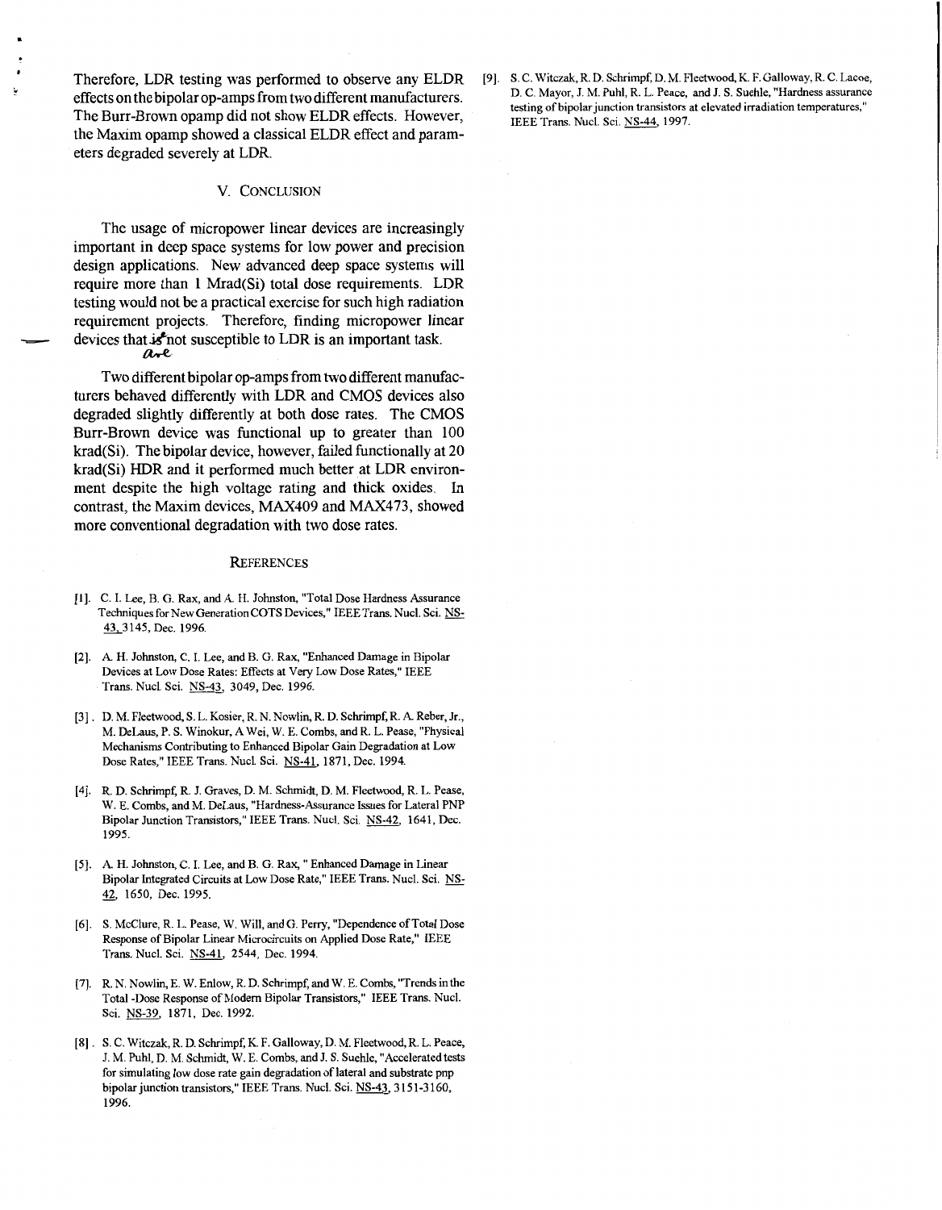Therefore, LDR testing was performed to observe any ELDR effects on the bipolar op-amps from two different manufacturers. The Burr-Brown opamp did not show ELDR effects. However, the Maxim opamp showed a classical ELDR effect and parameters degraded severely at LDR.

## V. Conclusion

The usage of micropower linear devices are increasingly important in deep space systems for low power and precision design applications. New advanced deep space systems will require more than 1 Mrad(Si) total dose requirements. LDR testing would not be a practical exercise for such high radiation requirement projects. Therefore, finding micropower linear devices that is not susceptible to LDR is an important task.

Two different bipolar op-amps from two different manufacturers behaved differently with LDR and CMOS devices also degraded slightly differently at both dose rates. The CMOS Burr-Brown device was functional up to greater than 100 krad(Si). The bipolar device, however, failed functionally at 20 krad(Si) HDR and it performed much better at LDR environment despite the high voltage rating and thick oxides. In contrast, the Maxim devices, MAX409 and MAX473, showed more conventional degradation with two dose rates.

## References

[1]. C. I. Lee, B. G. Rax, and A. H. Johnston, "Total Dose Hardness Assurance Techniques for New Generation COTS Devices," IEEE Trans. Nucl. Sci. NS-43, 3145, Dec. 1996.

[2]. A. H. Johnston, C. I. Lee, and B. G. Rax, "Enhanced Damage in Bipolar Devices at Low Dose Rates: Effects at Very Low Dose Rates," IEEE Trans. Nucl. Sci. NS-43, 3049, Dec. 1996.

[3]. D. M. Fleetwood, S. L. Kosier, R. N. Nowlin, R. D. Schrimpf, R. A. Reber, Jr., M. DeLaus, P. S. Winokur, A Wei, W. E. Combs, and R. L. Pease, "Physical Mechanisms Contributing to Enhanced Bipolar Gain Degradation at Low Dose Rates," IEEE Trans. Nucl. Sci. NS-41, 1871, Dec. 1994.

[4]. R. D. Schrimpf, R. J. Graves, D. M. Schmidt, D. M. Fleetwood, R. L. Pease, W. E. Combs, and M. DeLaus, "Hardness-Assurance Issues for Lateral PNP Bipolar Junction Transistors," IEEE Trans. Nucl. Sci. NS-42, 1641, Dec. 1995.

[5]. A. H. Johnston, C. I. Lee, and B. G. Rax, " Enhanced Damage in Linear Bipolar Integrated Circuits at Low Dose Rate," IEEE Trans. Nucl. Sci. NS-42, 1650, Dec. 1995.

[6]. S. McClure, R. L. Pease, W. Will, and G. Perry, "Dependence of Total Dose Response of Bipolar Linear Microcircuits on Applied Dose Rate," IEEE Trans. Nucl. Sci. NS-41, 2544, Dec. 1994.

[7]. R. N. Nowlin, E. W. Enlow, R. D. Schrimpf, and W. E. Combs, "Trends in the Total -Dose Response of Modern Bipolar Transistors," IEEE Trans. Nucl. Sci. NS-39, 1871, Dec. 1992.

[8]. S. C. Witczak, R. D. Schrimpf, K. F. Galloway, D. M. Fleetwood, R. L. Peace, J. M. Puhl, D. M. Schmidt, W. E. Combs, and J. S. Suehle, "Accelerated tests for simulating low dose rate gain degradation of lateral and substrate pnp bipolar junction transistors," IEEE Trans. Nucl. Sci. NS-43, 3151-3160, 1996.

[9]. S. C. Witczak, R. D. Schrimpf, D. M. Fleetwood, K. F. Galloway, R. C. Lacoe, D. C. Mayor, J. M. Puhl, R. L. Peace, and J. S. Suehle, "Hardness assurance testing of bipolar junction transistors at elevated irradiation temperatures," IEEE Trans. Nucl. Sci. NS-44, 1997.